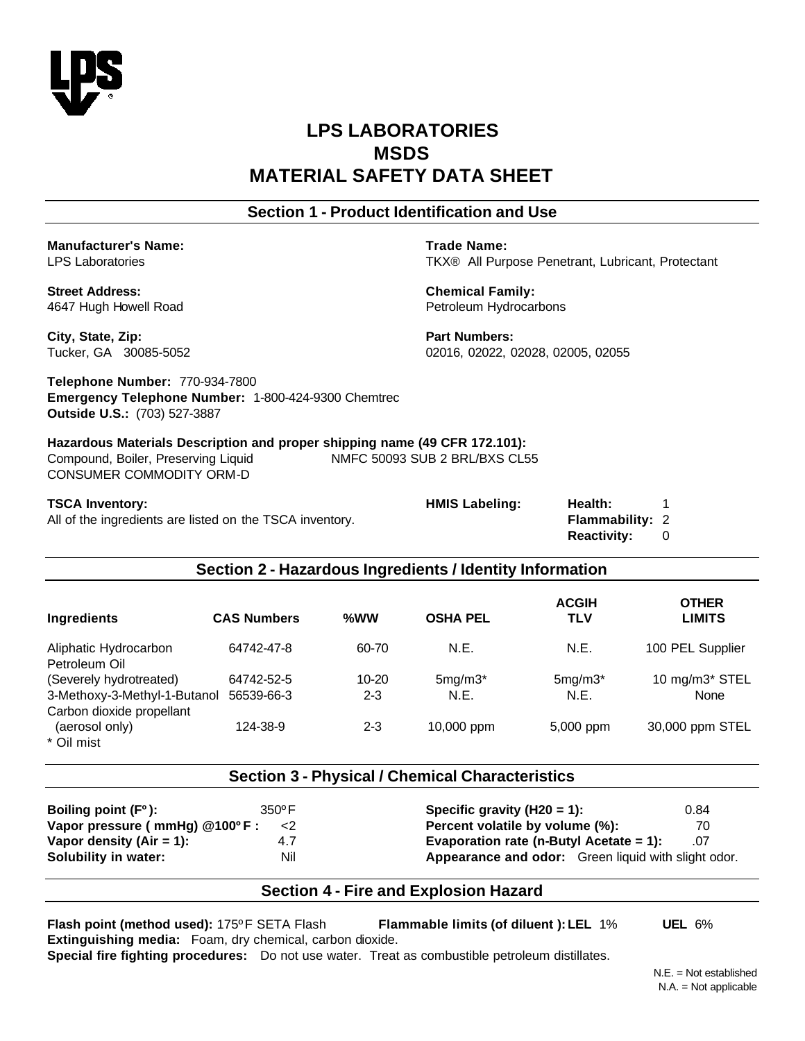# LPS LABORATORIES
# MSDS
# MATERIAL SAFETY DATA SHEET

## Section 1 - Product Identification and Use

**Manufacturer's Name:**
LPS Laboratories

**Street Address:**
4647 Hugh Howell Road

**City, State, Zip:**
Tucker, GA 30085-5052

**Trade Name:**
TKX® All Purpose Penetrant, Lubricant, Protectant

**Chemical Family:**
Petroleum Hydrocarbons

**Part Numbers:**
02016, 02022, 02028, 02005, 02055

**Telephone Number:** 770-934-7800
**Emergency Telephone Number:** 1-800-424-9300 Chemtrec
**Outside U.S.:** (703) 527-3887

**Hazardous Materials Description and proper shipping name (49 CFR 172.101):**
Compound, Boiler, Preserving Liquid NMFC 50093 SUB 2 BRL/BXS CL55
CONSUMER COMMODITY ORM-D

**TSCA Inventory:**
All of the ingredients are listed on the TSCA inventory.

**HMIS Labeling:**
**Health:** 1
**Flammability:** 2
**Reactivity:** 0

## Section 2 - Hazardous Ingredients / Identity Information

| Ingredients | CAS Numbers | %WW | OSHA PEL | ACGIH TLV | OTHER LIMITS |
|---|---|---|---|---|---|
| Aliphatic Hydrocarbon | 64742-47-8 | 60-70 | N.E. | N.E. | 100 PEL Supplier |
| Petroleum Oil (Severely hydrotreated) | 64742-52-5 | 10-20 | 5mg/m3* | 5mg/m3* | 10 mg/m3* STEL |
| 3-Methoxy-3-Methyl-1-Butanol | 56539-66-3 | 2-3 | N.E. | N.E. | None |
| Carbon dioxide propellant (aerosol only) | 124-38-9 | 2-3 | 10,000 ppm | 5,000 ppm | 30,000 ppm STEL |

\* Oil mist

## Section 3 - Physical / Chemical Characteristics

| | | | |
|---|---|---|---|
| **Boiling point (F°):** | 350°F | **Specific gravity (H20 = 1):** | 0.84 |
| **Vapor pressure ( mmHg) @100°F :** | <2 | **Percent volatile by volume (%):** | 70 |
| **Vapor density (Air = 1):** | 4.7 | **Evaporation rate (n-Butyl Acetate = 1):** | .07 |
| **Solubility in water:** | Nil | **Appearance and odor:** | Green liquid with slight odor. |

## Section 4 - Fire and Explosion Hazard

**Flash point (method used):** 175°F SETA Flash **Flammable limits (of diluent ): LEL** 1% **UEL** 6%
**Extinguishing media:** Foam, dry chemical, carbon dioxide.
**Special fire fighting procedures:** Do not use water. Treat as combustible petroleum distillates.

N.E. = Not established
N.A. = Not applicable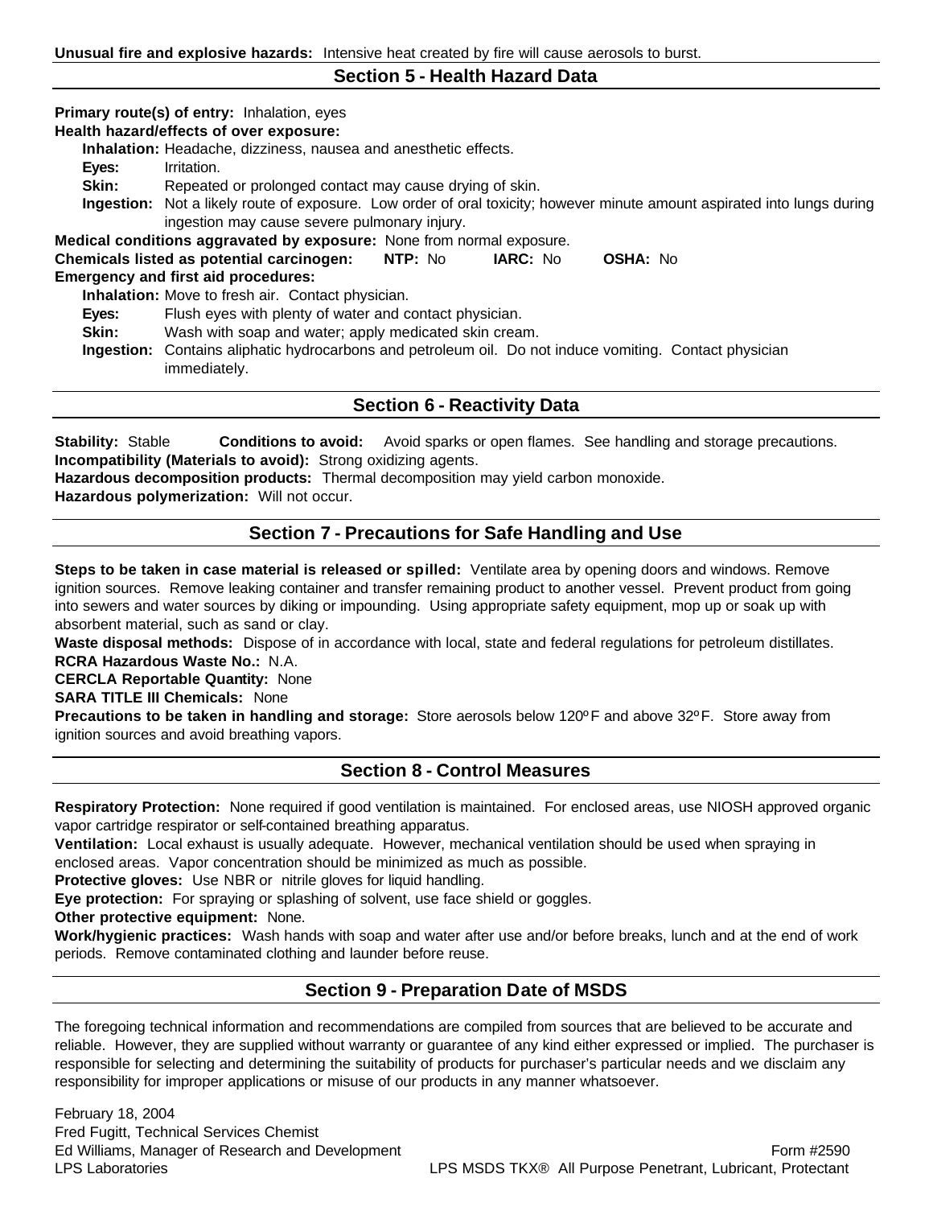**Unusual fire and explosive hazards:** Intensive heat created by fire will cause aerosols to burst.

## Section 5 - Health Hazard Data

**Primary route(s) of entry:** Inhalation, eyes

**Health hazard/effects of over exposure:**

- **Inhalation:** Headache, dizziness, nausea and anesthetic effects.
- **Eyes:** Irritation.
- **Skin:** Repeated or prolonged contact may cause drying of skin.
- **Ingestion:** Not a likely route of exposure. Low order of oral toxicity; however minute amount aspirated into lungs during ingestion may cause severe pulmonary injury.

**Medical conditions aggravated by exposure:** None from normal exposure.

**Chemicals listed as potential carcinogen:** **NTP:** No **IARC:** No **OSHA:** No

**Emergency and first aid procedures:**

- **Inhalation:** Move to fresh air. Contact physician.
- **Eyes:** Flush eyes with plenty of water and contact physician.
- **Skin:** Wash with soap and water; apply medicated skin cream.
- **Ingestion:** Contains aliphatic hydrocarbons and petroleum oil. Do not induce vomiting. Contact physician immediately.

## Section 6 - Reactivity Data

**Stability:** Stable **Conditions to avoid:** Avoid sparks or open flames. See handling and storage precautions.

**Incompatibility (Materials to avoid):** Strong oxidizing agents.

**Hazardous decomposition products:** Thermal decomposition may yield carbon monoxide.

**Hazardous polymerization:** Will not occur.

## Section 7 - Precautions for Safe Handling and Use

**Steps to be taken in case material is released or spilled:** Ventilate area by opening doors and windows. Remove ignition sources. Remove leaking container and transfer remaining product to another vessel. Prevent product from going into sewers and water sources by diking or impounding. Using appropriate safety equipment, mop up or soak up with absorbent material, such as sand or clay.

**Waste disposal methods:** Dispose of in accordance with local, state and federal regulations for petroleum distillates.

**RCRA Hazardous Waste No.:** N.A.

**CERCLA Reportable Quantity:** None

**SARA TITLE III Chemicals:** None

**Precautions to be taken in handling and storage:** Store aerosols below 120ºF and above 32ºF. Store away from ignition sources and avoid breathing vapors.

## Section 8 - Control Measures

**Respiratory Protection:** None required if good ventilation is maintained. For enclosed areas, use NIOSH approved organic vapor cartridge respirator or self-contained breathing apparatus.

**Ventilation:** Local exhaust is usually adequate. However, mechanical ventilation should be used when spraying in enclosed areas. Vapor concentration should be minimized as much as possible.

**Protective gloves:** Use NBR or nitrile gloves for liquid handling.

**Eye protection:** For spraying or splashing of solvent, use face shield or goggles.

**Other protective equipment:** None.

**Work/hygienic practices:** Wash hands with soap and water after use and/or before breaks, lunch and at the end of work periods. Remove contaminated clothing and launder before reuse.

## Section 9 - Preparation Date of MSDS

The foregoing technical information and recommendations are compiled from sources that are believed to be accurate and reliable. However, they are supplied without warranty or guarantee of any kind either expressed or implied. The purchaser is responsible for selecting and determining the suitability of products for purchaser's particular needs and we disclaim any responsibility for improper applications or misuse of our products in any manner whatsoever.

February 18, 2004
Fred Fugitt, Technical Services Chemist
Ed Williams, Manager of Research and Development
LPS Laboratories

Form #2590
LPS MSDS TKX® All Purpose Penetrant, Lubricant, Protectant